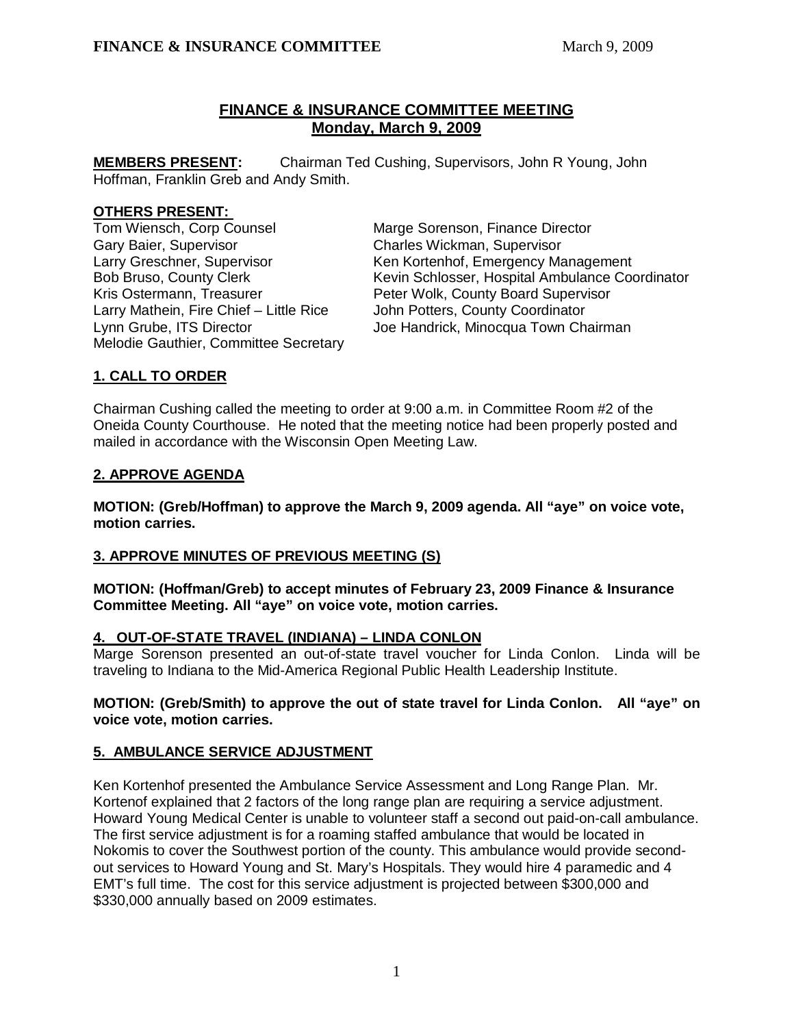# FINANCE & INSURANCE COMMITTEE MEETING
## Monday, March 9, 2009

**MEMBERS PRESENT:** Chairman Ted Cushing, Supervisors, John R Young, John Hoffman, Franklin Greb and Andy Smith.

**OTHERS PRESENT:**

Tom Wiensch, Corp Counsel
Gary Baier, Supervisor
Larry Greschner, Supervisor
Bob Bruso, County Clerk
Kris Ostermann, Treasurer
Larry Mathein, Fire Chief – Little Rice
Lynn Grube, ITS Director
Melodie Gauthier, Committee Secretary
Marge Sorenson, Finance Director
Charles Wickman, Supervisor
Ken Kortenhof, Emergency Management
Kevin Schlosser, Hospital Ambulance Coordinator
Peter Wolk, County Board Supervisor
John Potters, County Coordinator
Joe Handrick, Minocqua Town Chairman

## 1. CALL TO ORDER

Chairman Cushing called the meeting to order at 9:00 a.m. in Committee Room #2 of the Oneida County Courthouse. He noted that the meeting notice had been properly posted and mailed in accordance with the Wisconsin Open Meeting Law.

## 2. APPROVE AGENDA

**MOTION: (Greb/Hoffman) to approve the March 9, 2009 agenda. All "aye" on voice vote, motion carries.**

## 3. APPROVE MINUTES OF PREVIOUS MEETING (S)

**MOTION: (Hoffman/Greb) to accept minutes of February 23, 2009 Finance & Insurance Committee Meeting. All "aye" on voice vote, motion carries.**

## 4. OUT-OF-STATE TRAVEL (INDIANA) – LINDA CONLON

Marge Sorenson presented an out-of-state travel voucher for Linda Conlon. Linda will be traveling to Indiana to the Mid-America Regional Public Health Leadership Institute.

**MOTION: (Greb/Smith) to approve the out of state travel for Linda Conlon. All "aye" on voice vote, motion carries.**

## 5. AMBULANCE SERVICE ADJUSTMENT

Ken Kortenhof presented the Ambulance Service Assessment and Long Range Plan. Mr. Kortenof explained that 2 factors of the long range plan are requiring a service adjustment. Howard Young Medical Center is unable to volunteer staff a second out paid-on-call ambulance. The first service adjustment is for a roaming staffed ambulance that would be located in Nokomis to cover the Southwest portion of the county. This ambulance would provide second-out services to Howard Young and St. Mary's Hospitals. They would hire 4 paramedic and 4 EMT's full time. The cost for this service adjustment is projected between $300,000 and $330,000 annually based on 2009 estimates.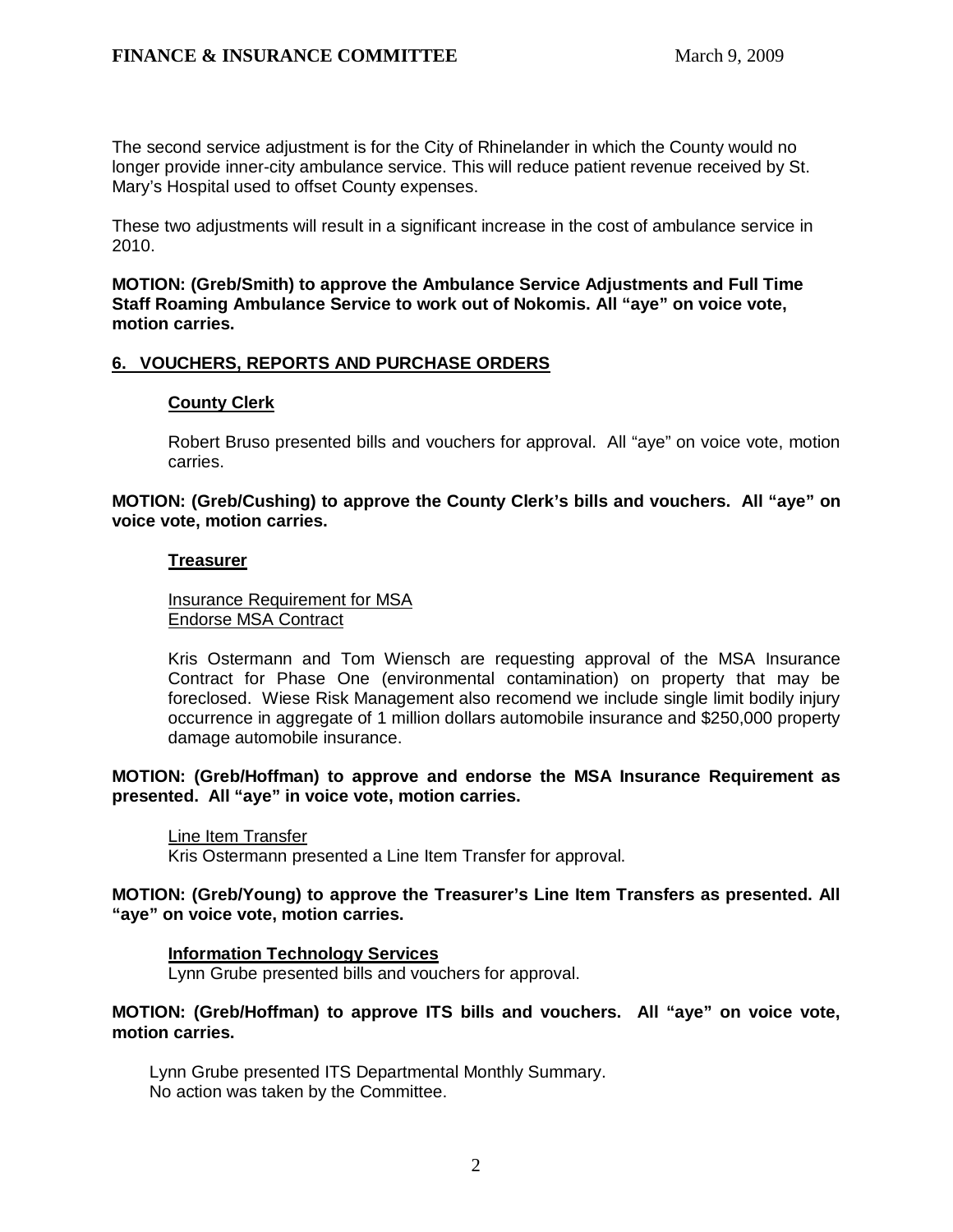The second service adjustment is for the City of Rhinelander in which the County would no longer provide inner-city ambulance service. This will reduce patient revenue received by St. Mary's Hospital used to offset County expenses.

These two adjustments will result in a significant increase in the cost of ambulance service in 2010.

**MOTION: (Greb/Smith) to approve the Ambulance Service Adjustments and Full Time Staff Roaming Ambulance Service to work out of Nokomis. All "aye" on voice vote, motion carries.**

## 6. VOUCHERS, REPORTS AND PURCHASE ORDERS

### County Clerk

Robert Bruso presented bills and vouchers for approval. All "aye" on voice vote, motion carries.

**MOTION: (Greb/Cushing) to approve the County Clerk's bills and vouchers. All "aye" on voice vote, motion carries.**

### Treasurer

Insurance Requirement for MSA
Endorse MSA Contract

Kris Ostermann and Tom Wiensch are requesting approval of the MSA Insurance Contract for Phase One (environmental contamination) on property that may be foreclosed. Wiese Risk Management also recomend we include single limit bodily injury occurrence in aggregate of 1 million dollars automobile insurance and $250,000 property damage automobile insurance.

**MOTION: (Greb/Hoffman) to approve and endorse the MSA Insurance Requirement as presented. All "aye" in voice vote, motion carries.**

Line Item Transfer
Kris Ostermann presented a Line Item Transfer for approval.

**MOTION: (Greb/Young) to approve the Treasurer's Line Item Transfers as presented. All "aye" on voice vote, motion carries.**

### Information Technology Services

Lynn Grube presented bills and vouchers for approval.

**MOTION: (Greb/Hoffman) to approve ITS bills and vouchers. All "aye" on voice vote, motion carries.**

Lynn Grube presented ITS Departmental Monthly Summary.
No action was taken by the Committee.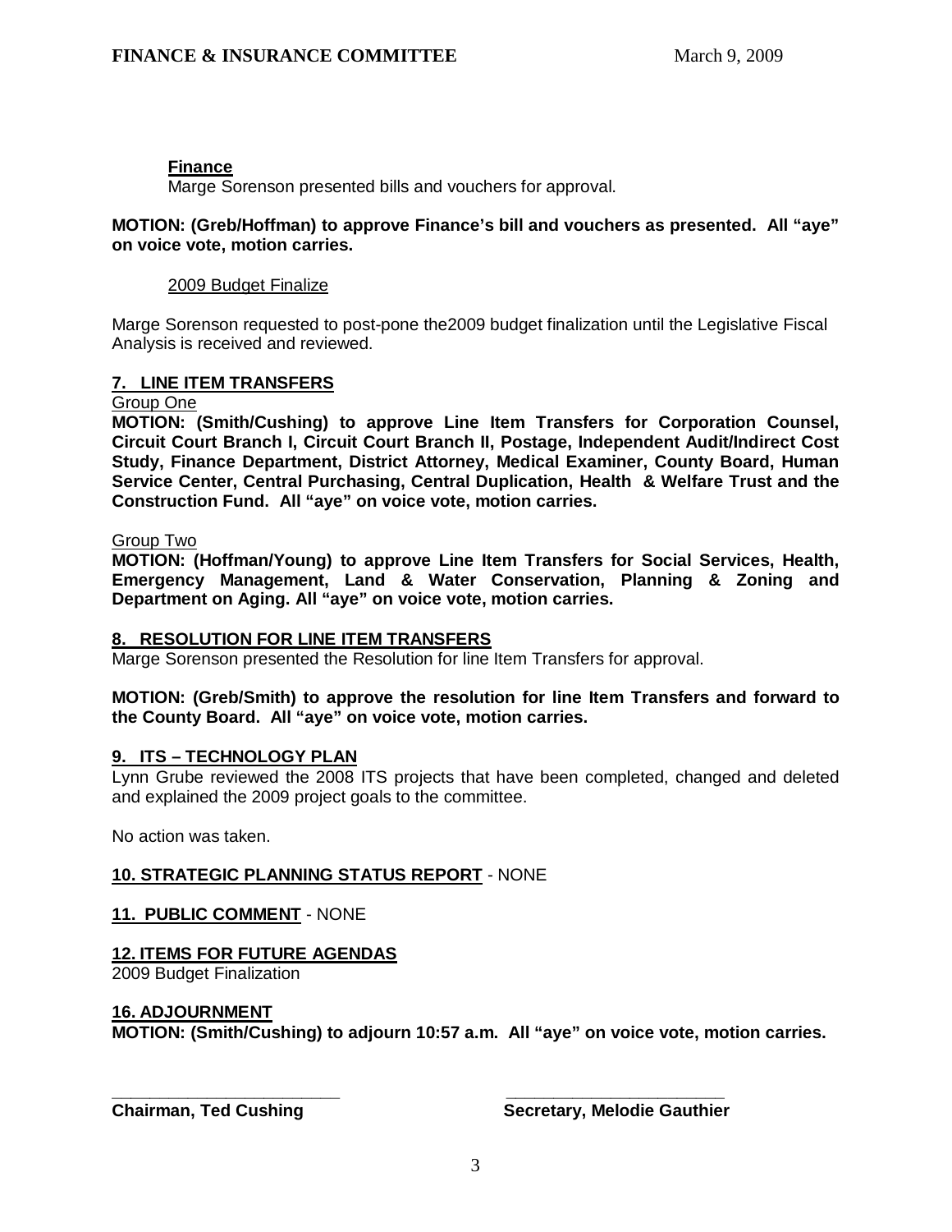**Finance**

Marge Sorenson presented bills and vouchers for approval.

**MOTION: (Greb/Hoffman) to approve Finance's bill and vouchers as presented. All "aye" on voice vote, motion carries.**

2009 Budget Finalize

Marge Sorenson requested to post-pone the2009 budget finalization until the Legislative Fiscal Analysis is received and reviewed.

## 7. LINE ITEM TRANSFERS

Group One

**MOTION: (Smith/Cushing) to approve Line Item Transfers for Corporation Counsel, Circuit Court Branch I, Circuit Court Branch II, Postage, Independent Audit/Indirect Cost Study, Finance Department, District Attorney, Medical Examiner, County Board, Human Service Center, Central Purchasing, Central Duplication, Health & Welfare Trust and the Construction Fund. All "aye" on voice vote, motion carries.**

Group Two

**MOTION: (Hoffman/Young) to approve Line Item Transfers for Social Services, Health, Emergency Management, Land & Water Conservation, Planning & Zoning and Department on Aging. All "aye" on voice vote, motion carries.**

## 8. RESOLUTION FOR LINE ITEM TRANSFERS

Marge Sorenson presented the Resolution for line Item Transfers for approval.

**MOTION: (Greb/Smith) to approve the resolution for line Item Transfers and forward to the County Board. All "aye" on voice vote, motion carries.**

## 9. ITS – TECHNOLOGY PLAN

Lynn Grube reviewed the 2008 ITS projects that have been completed, changed and deleted and explained the 2009 project goals to the committee.

No action was taken.

## 10. STRATEGIC PLANNING STATUS REPORT - NONE

## 11. PUBLIC COMMENT - NONE

## 12. ITEMS FOR FUTURE AGENDAS

2009 Budget Finalization

## 16. ADJOURNMENT

**MOTION: (Smith/Cushing) to adjourn 10:57 a.m. All "aye" on voice vote, motion carries.**

\_\_\_\_\_\_\_\_\_\_\_\_\_\_\_\_\_\_\_\_\_\_\_\_ \_\_\_\_\_\_\_\_\_\_\_\_\_\_\_\_\_\_\_\_\_\_\_\_

**Chairman, Ted Cushing** **Secretary, Melodie Gauthier**